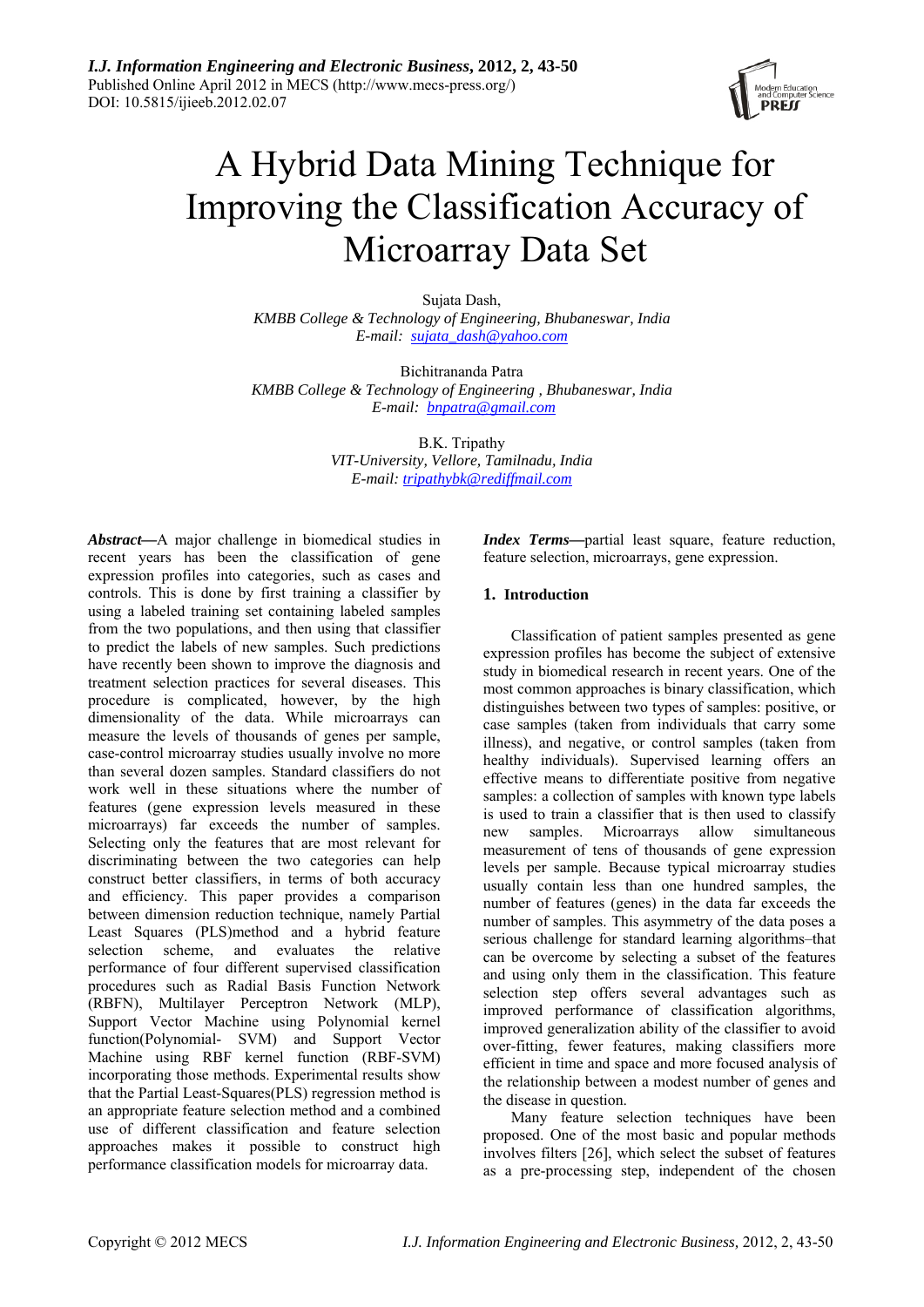# A Hybrid Data Mining Technique for Improving the Classification Accuracy of Microarray Data Set

Sujata Dash,
*KMBB College & Technology of Engineering, Bhubaneswar, India*
*E-mail: sujata_dash@yahoo.com*

Bichitrananda Patra
*KMBB College & Technology of Engineering , Bhubaneswar, India*
*E-mail: bnpatra@gmail.com*

B.K. Tripathy
*VIT-University, Vellore, Tamilnadu, India*
*E-mail: tripathybk@rediffmail.com*

***Abstract*—**A major challenge in biomedical studies in recent years has been the classification of gene expression profiles into categories, such as cases and controls. This is done by first training a classifier by using a labeled training set containing labeled samples from the two populations, and then using that classifier to predict the labels of new samples. Such predictions have recently been shown to improve the diagnosis and treatment selection practices for several diseases. This procedure is complicated, however, by the high dimensionality of the data. While microarrays can measure the levels of thousands of genes per sample, case-control microarray studies usually involve no more than several dozen samples. Standard classifiers do not work well in these situations where the number of features (gene expression levels measured in these microarrays) far exceeds the number of samples. Selecting only the features that are most relevant for discriminating between the two categories can help construct better classifiers, in terms of both accuracy and efficiency. This paper provides a comparison between dimension reduction technique, namely Partial Least Squares (PLS)method and a hybrid feature selection scheme, and evaluates the relative performance of four different supervised classification procedures such as Radial Basis Function Network (RBFN), Multilayer Perceptron Network (MLP), Support Vector Machine using Polynomial kernel function(Polynomial- SVM) and Support Vector Machine using RBF kernel function (RBF-SVM) incorporating those methods. Experimental results show that the Partial Least-Squares(PLS) regression method is an appropriate feature selection method and a combined use of different classification and feature selection approaches makes it possible to construct high performance classification models for microarray data.

***Index Terms*—**partial least square, feature reduction, feature selection, microarrays, gene expression.

## 1. Introduction

Classification of patient samples presented as gene expression profiles has become the subject of extensive study in biomedical research in recent years. One of the most common approaches is binary classification, which distinguishes between two types of samples: positive, or case samples (taken from individuals that carry some illness), and negative, or control samples (taken from healthy individuals). Supervised learning offers an effective means to differentiate positive from negative samples: a collection of samples with known type labels is used to train a classifier that is then used to classify new samples. Microarrays allow simultaneous measurement of tens of thousands of gene expression levels per sample. Because typical microarray studies usually contain less than one hundred samples, the number of features (genes) in the data far exceeds the number of samples. This asymmetry of the data poses a serious challenge for standard learning algorithms–that can be overcome by selecting a subset of the features and using only them in the classification. This feature selection step offers several advantages such as improved performance of classification algorithms, improved generalization ability of the classifier to avoid over-fitting, fewer features, making classifiers more efficient in time and space and more focused analysis of the relationship between a modest number of genes and the disease in question.

Many feature selection techniques have been proposed. One of the most basic and popular methods involves filters [26], which select the subset of features as a pre-processing step, independent of the chosen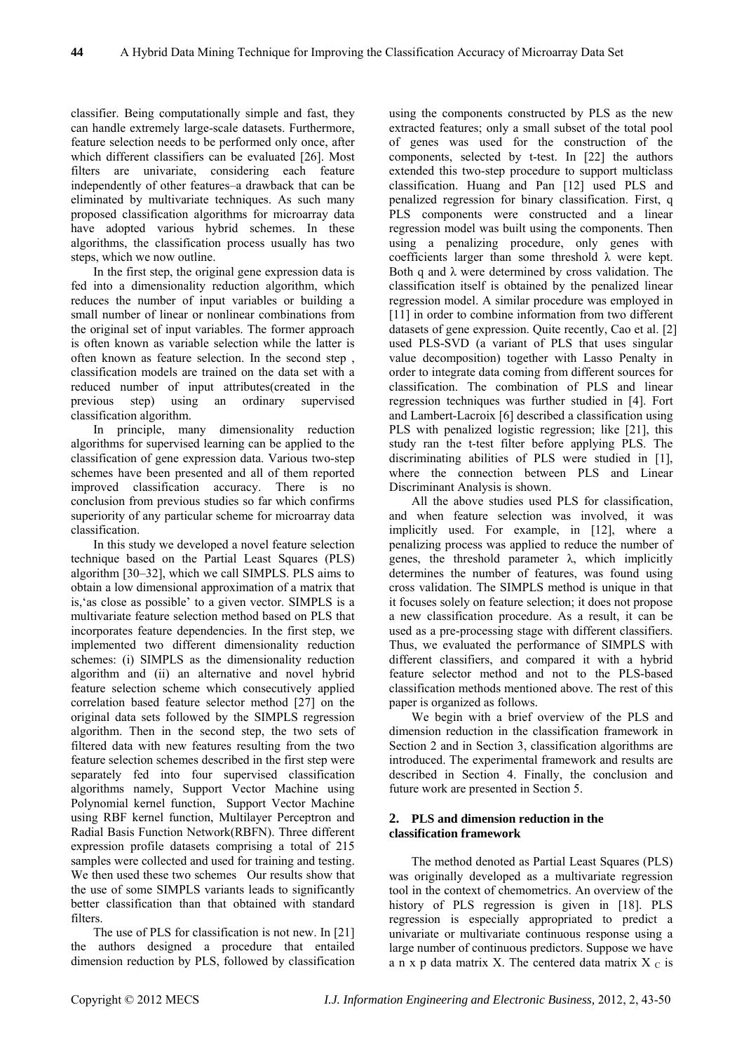classifier. Being computationally simple and fast, they can handle extremely large-scale datasets. Furthermore, feature selection needs to be performed only once, after which different classifiers can be evaluated [26]. Most filters are univariate, considering each feature independently of other features–a drawback that can be eliminated by multivariate techniques. As such many proposed classification algorithms for microarray data have adopted various hybrid schemes. In these algorithms, the classification process usually has two steps, which we now outline.

In the first step, the original gene expression data is fed into a dimensionality reduction algorithm, which reduces the number of input variables or building a small number of linear or nonlinear combinations from the original set of input variables. The former approach is often known as variable selection while the latter is often known as feature selection. In the second step , classification models are trained on the data set with a reduced number of input attributes(created in the previous step) using an ordinary supervised classification algorithm.

In principle, many dimensionality reduction algorithms for supervised learning can be applied to the classification of gene expression data. Various two-step schemes have been presented and all of them reported improved classification accuracy. There is no conclusion from previous studies so far which confirms superiority of any particular scheme for microarray data classification.

In this study we developed a novel feature selection technique based on the Partial Least Squares (PLS) algorithm [30–32], which we call SIMPLS. PLS aims to obtain a low dimensional approximation of a matrix that is,'as close as possible' to a given vector. SIMPLS is a multivariate feature selection method based on PLS that incorporates feature dependencies. In the first step, we implemented two different dimensionality reduction schemes: (i) SIMPLS as the dimensionality reduction algorithm and (ii) an alternative and novel hybrid feature selection scheme which consecutively applied correlation based feature selector method [27] on the original data sets followed by the SIMPLS regression algorithm. Then in the second step, the two sets of filtered data with new features resulting from the two feature selection schemes described in the first step were separately fed into four supervised classification algorithms namely, Support Vector Machine using Polynomial kernel function, Support Vector Machine using RBF kernel function, Multilayer Perceptron and Radial Basis Function Network(RBFN). Three different expression profile datasets comprising a total of 215 samples were collected and used for training and testing. We then used these two schemes Our results show that the use of some SIMPLS variants leads to significantly better classification than that obtained with standard filters.

The use of PLS for classification is not new. In [21] the authors designed a procedure that entailed dimension reduction by PLS, followed by classification using the components constructed by PLS as the new extracted features; only a small subset of the total pool of genes was used for the construction of the components, selected by t-test. In [22] the authors extended this two-step procedure to support multiclass classification. Huang and Pan [12] used PLS and penalized regression for binary classification. First, q PLS components were constructed and a linear regression model was built using the components. Then using a penalizing procedure, only genes with coefficients larger than some threshold λ were kept. Both q and λ were determined by cross validation. The classification itself is obtained by the penalized linear regression model. A similar procedure was employed in [11] in order to combine information from two different datasets of gene expression. Quite recently, Cao et al. [2] used PLS-SVD (a variant of PLS that uses singular value decomposition) together with Lasso Penalty in order to integrate data coming from different sources for classification. The combination of PLS and linear regression techniques was further studied in [4]. Fort and Lambert-Lacroix [6] described a classification using PLS with penalized logistic regression; like [21], this study ran the t-test filter before applying PLS. The discriminating abilities of PLS were studied in [1], where the connection between PLS and Linear Discriminant Analysis is shown.

All the above studies used PLS for classification, and when feature selection was involved, it was implicitly used. For example, in [12], where a penalizing process was applied to reduce the number of genes, the threshold parameter λ, which implicitly determines the number of features, was found using cross validation. The SIMPLS method is unique in that it focuses solely on feature selection; it does not propose a new classification procedure. As a result, it can be used as a pre-processing stage with different classifiers. Thus, we evaluated the performance of SIMPLS with different classifiers, and compared it with a hybrid feature selector method and not to the PLS-based classification methods mentioned above. The rest of this paper is organized as follows.

We begin with a brief overview of the PLS and dimension reduction in the classification framework in Section 2 and in Section 3, classification algorithms are introduced. The experimental framework and results are described in Section 4. Finally, the conclusion and future work are presented in Section 5.

## 2. PLS and dimension reduction in the classification framework

The method denoted as Partial Least Squares (PLS) was originally developed as a multivariate regression tool in the context of chemometrics. An overview of the history of PLS regression is given in [18]. PLS regression is especially appropriated to predict a univariate or multivariate continuous response using a large number of continuous predictors. Suppose we have a n x p data matrix X. The centered data matrix $X_C$ is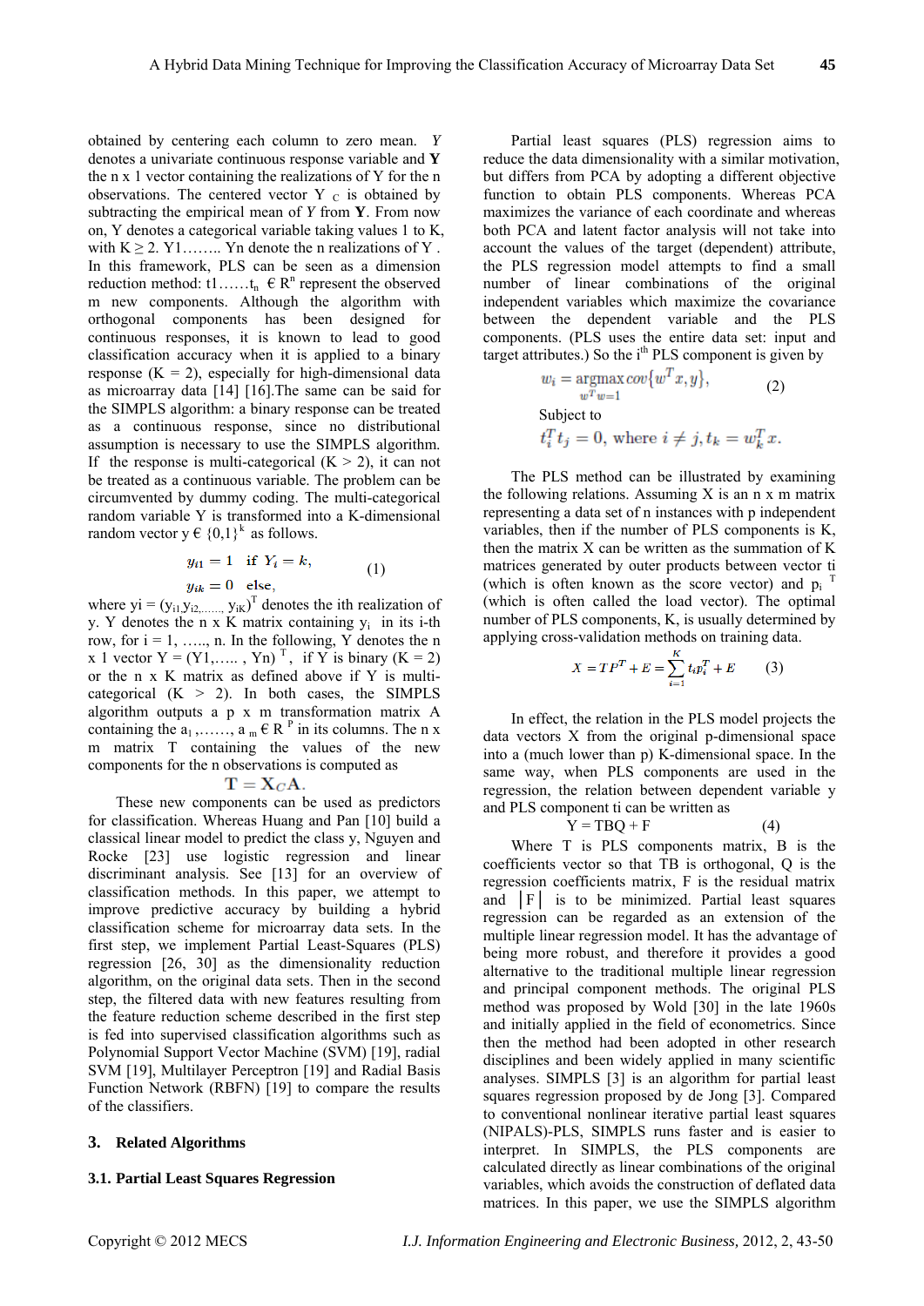obtained by centering each column to zero mean. $Y$ denotes a univariate continuous response variable and **Y** the n x 1 vector containing the realizations of Y for the n observations. The centered vector $Y_C$ is obtained by subtracting the empirical mean of $Y$ from **Y**. From now on, Y denotes a categorical variable taking values 1 to K, with K ≥ 2. Y1…….. Yn denote the n realizations of Y . In this framework, PLS can be seen as a dimension reduction method: $t_1 \ldots\ldots t_n \in R^n$ represent the observed m new components. Although the algorithm with orthogonal components has been designed for continuous responses, it is known to lead to good classification accuracy when it is applied to a binary response (K = 2), especially for high-dimensional data as microarray data [14] [16].The same can be said for the SIMPLS algorithm: a binary response can be treated as a continuous response, since no distributional assumption is necessary to use the SIMPLS algorithm. If the response is multi-categorical (K > 2), it can not be treated as a continuous variable. The problem can be circumvented by dummy coding. The multi-categorical random variable Y is transformed into a K-dimensional random vector $y \in \{0,1\}^k$ as follows.

$$y_{i1} = 1 \quad \text{if } Y_i = k, \qquad\qquad (1)$$
$$y_{ik} = 0 \quad \text{else},$$

where $y_i = (y_{i1}, y_{i2,\ldots\ldots}, y_{iK})^T$ denotes the ith realization of y. Y denotes the n x K matrix containing $y_i$ in its i-th row, for i = 1, ….., n. In the following, Y denotes the n x 1 vector $Y = (Y1,\ldots.., Yn)^T$, if Y is binary (K = 2) or the n x K matrix as defined above if Y is multi-categorical (K > 2). In both cases, the SIMPLS algorithm outputs a p x m transformation matrix A containing the $a_1, \ldots\ldots, a_m \in R^P$ in its columns. The n x m matrix T containing the values of the new components for the n observations is computed as

$$\mathbf{T} = \mathbf{X}_C\mathbf{A}.$$

These new components can be used as predictors for classification. Whereas Huang and Pan [10] build a classical linear model to predict the class y, Nguyen and Rocke [23] use logistic regression and linear discriminant analysis. See [13] for an overview of classification methods. In this paper, we attempt to improve predictive accuracy by building a hybrid classification scheme for microarray data sets. In the first step, we implement Partial Least-Squares (PLS) regression [26, 30] as the dimensionality reduction algorithm, on the original data sets. Then in the second step, the filtered data with new features resulting from the feature reduction scheme described in the first step is fed into supervised classification algorithms such as Polynomial Support Vector Machine (SVM) [19], radial SVM [19], Multilayer Perceptron [19] and Radial Basis Function Network (RBFN) [19] to compare the results of the classifiers.

## 3. Related Algorithms

### 3.1. Partial Least Squares Regression

Partial least squares (PLS) regression aims to reduce the data dimensionality with a similar motivation, but differs from PCA by adopting a different objective function to obtain PLS components. Whereas PCA maximizes the variance of each coordinate and whereas both PCA and latent factor analysis will not take into account the values of the target (dependent) attribute, the PLS regression model attempts to find a small number of linear combinations of the original independent variables which maximize the covariance between the dependent variable and the PLS components. (PLS uses the entire data set: input and target attributes.) So the i[th] PLS component is given by

$$w_i = \underset{w^T w = 1}{\operatorname{argmax}}\, cov\{w^T x, y\}, \qquad (2)$$

Subject to

$$t_i^T t_j = 0, \text{ where } i \neq j, t_k = w_k^T x.$$

The PLS method can be illustrated by examining the following relations. Assuming X is an n x m matrix representing a data set of n instances with p independent variables, then if the number of PLS components is K, then the matrix X can be written as the summation of K matrices generated by outer products between vector ti (which is often known as the score vector) and $p_i^T$ (which is often called the load vector). The optimal number of PLS components, K, is usually determined by applying cross-validation methods on training data.

$$X = TP^T + E = \sum_{i=1}^{K} t_i p_i^T + E \qquad (3)$$

In effect, the relation in the PLS model projects the data vectors X from the original p-dimensional space into a (much lower than p) K-dimensional space. In the same way, when PLS components are used in the regression, the relation between dependent variable y and PLS component ti can be written as

$$Y = TBQ + F \qquad (4)$$

Where T is PLS components matrix, B is the coefficients vector so that TB is orthogonal, Q is the regression coefficients matrix, F is the residual matrix and $|F|$ is to be minimized. Partial least squares regression can be regarded as an extension of the multiple linear regression model. It has the advantage of being more robust, and therefore it provides a good alternative to the traditional multiple linear regression and principal component methods. The original PLS method was proposed by Wold [30] in the late 1960s and initially applied in the field of econometrics. Since then the method had been adopted in other research disciplines and been widely applied in many scientific analyses. SIMPLS [3] is an algorithm for partial least squares regression proposed by de Jong [3]. Compared to conventional nonlinear iterative partial least squares (NIPALS)-PLS, SIMPLS runs faster and is easier to interpret. In SIMPLS, the PLS components are calculated directly as linear combinations of the original variables, which avoids the construction of deflated data matrices. In this paper, we use the SIMPLS algorithm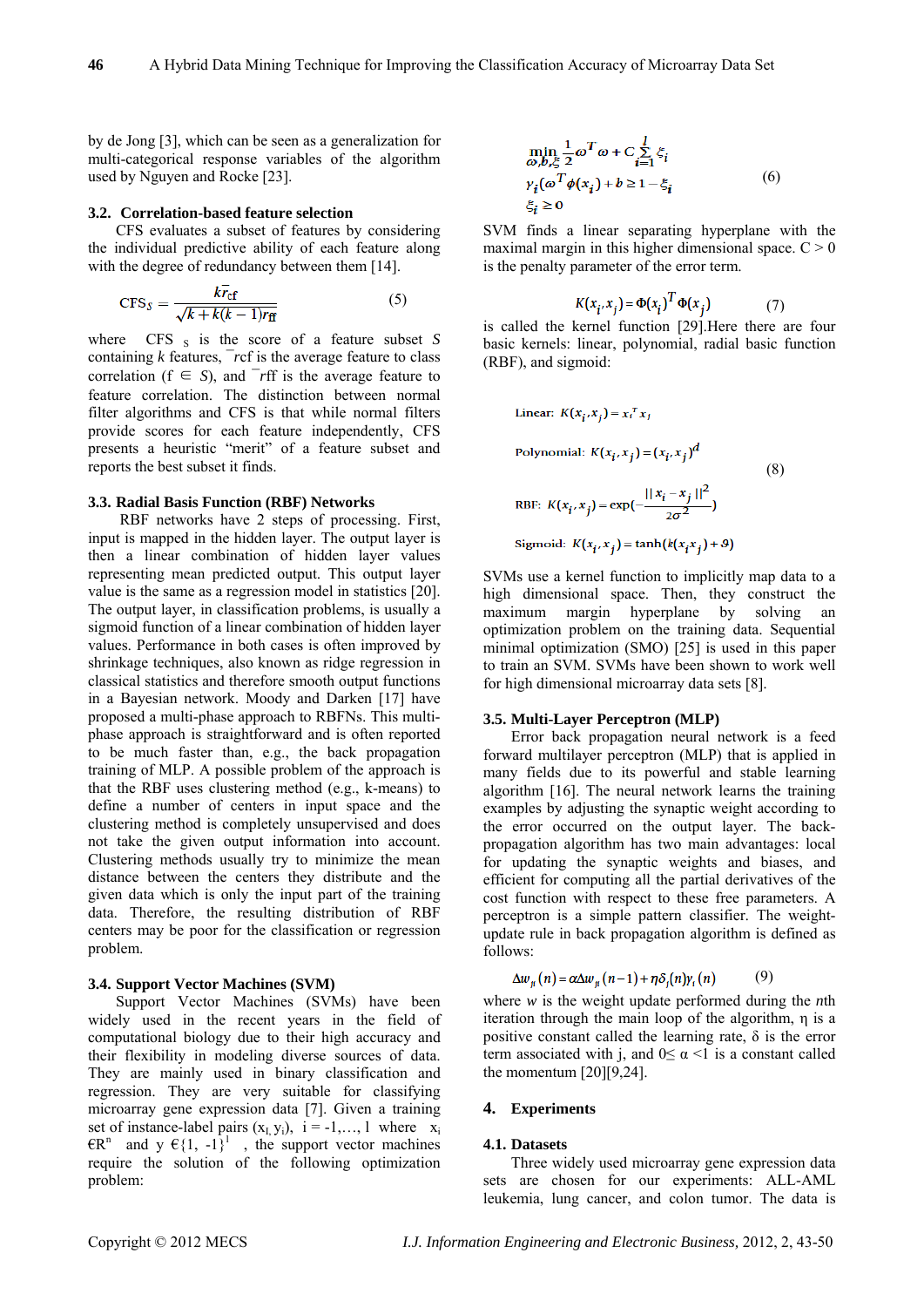by de Jong [3], which can be seen as a generalization for multi-categorical response variables of the algorithm used by Nguyen and Rocke [23].

### 3.2. Correlation-based feature selection

CFS evaluates a subset of features by considering the individual predictive ability of each feature along with the degree of redundancy between them [14].

$$\mathrm{CFS}_S = \frac{k\bar{r}_{cf}}{\sqrt{k + k(k-1)\bar{r}_{ff}}} \qquad (5)$$

where $\mathrm{CFS}_S$ is the score of a feature subset $S$ containing $k$ features, $\bar{r}_{cf}$ is the average feature to class correlation ($f \in S$), and $\bar{r}_{ff}$ is the average feature to feature correlation. The distinction between normal filter algorithms and CFS is that while normal filters provide scores for each feature independently, CFS presents a heuristic "merit" of a feature subset and reports the best subset it finds.

### 3.3. Radial Basis Function (RBF) Networks

RBF networks have 2 steps of processing. First, input is mapped in the hidden layer. The output layer is then a linear combination of hidden layer values representing mean predicted output. This output layer value is the same as a regression model in statistics [20]. The output layer, in classification problems, is usually a sigmoid function of a linear combination of hidden layer values. Performance in both cases is often improved by shrinkage techniques, also known as ridge regression in classical statistics and therefore smooth output functions in a Bayesian network. Moody and Darken [17] have proposed a multi-phase approach to RBFNs. This multi-phase approach is straightforward and is often reported to be much faster than, e.g., the back propagation training of MLP. A possible problem of the approach is that the RBF uses clustering method (e.g., k-means) to define a number of centers in input space and the clustering method is completely unsupervised and does not take the given output information into account. Clustering methods usually try to minimize the mean distance between the centers they distribute and the given data which is only the input part of the training data. Therefore, the resulting distribution of RBF centers may be poor for the classification or regression problem.

### 3.4. Support Vector Machines (SVM)

Support Vector Machines (SVMs) have been widely used in the recent years in the field of computational biology due to their high accuracy and their flexibility in modeling diverse sources of data. They are mainly used in binary classification and regression. They are very suitable for classifying microarray gene expression data [7]. Given a training set of instance-label pairs $(x_i, y_i)$, $i = -1,\dots, l$ where $x_i \in R^n$ and $y \in \{1, -1\}^l$, the support vector machines require the solution of the following optimization problem:

$$\begin{aligned} &\min_{\omega,b,\xi} \frac{1}{2}\omega^T\omega + C\sum_{i=1}^{l}\xi_i \\ &y_i(\omega^T\phi(x_i) + b \geq 1 - \xi_i \\ &\xi_i \geq 0 \end{aligned} \qquad (6)$$

SVM finds a linear separating hyperplane with the maximal margin in this higher dimensional space. $C > 0$ is the penalty parameter of the error term.

$$K(x_i, x_j) = \Phi(x_i)^T\Phi(x_j) \qquad (7)$$

is called the kernel function [29].Here there are four basic kernels: linear, polynomial, radial basic function (RBF), and sigmoid:

$$\begin{aligned} &\text{Linear: } K(x_i, x_j) = x_i^T x_j \\ &\text{Polynomial: } K(x_i, x_j) = (x_i, x_j)^d \\ &\text{RBF: } K(x_i, x_j) = \exp\left(-\frac{\|x_i - x_j\|^2}{2\sigma^2}\right) \\ &\text{Sigmoid: } K(x_i, x_j) = \tanh(k(x_i x_j) + \vartheta) \end{aligned} \qquad (8)$$

SVMs use a kernel function to implicitly map data to a high dimensional space. Then, they construct the maximum margin hyperplane by solving an optimization problem on the training data. Sequential minimal optimization (SMO) [25] is used in this paper to train an SVM. SVMs have been shown to work well for high dimensional microarray data sets [8].

### 3.5. Multi-Layer Perceptron (MLP)

Error back propagation neural network is a feed forward multilayer perceptron (MLP) that is applied in many fields due to its powerful and stable learning algorithm [16]. The neural network learns the training examples by adjusting the synaptic weight according to the error occurred on the output layer. The back-propagation algorithm has two main advantages: local for updating the synaptic weights and biases, and efficient for computing all the partial derivatives of the cost function with respect to these free parameters. A perceptron is a simple pattern classifier. The weight-update rule in back propagation algorithm is defined as follows:

$$\Delta w_{ji}(n) = \alpha\Delta w_{ji}(n-1) + \eta\delta_j(n)y_i(n) \qquad (9)$$

where $w$ is the weight update performed during the $n$th iteration through the main loop of the algorithm, $\eta$ is a positive constant called the learning rate, $\delta$ is the error term associated with j, and $0 \leq \alpha < 1$ is a constant called the momentum [20][9,24].

## 4. Experiments

### 4.1. Datasets

Three widely used microarray gene expression data sets are chosen for our experiments: ALL-AML leukemia, lung cancer, and colon tumor. The data is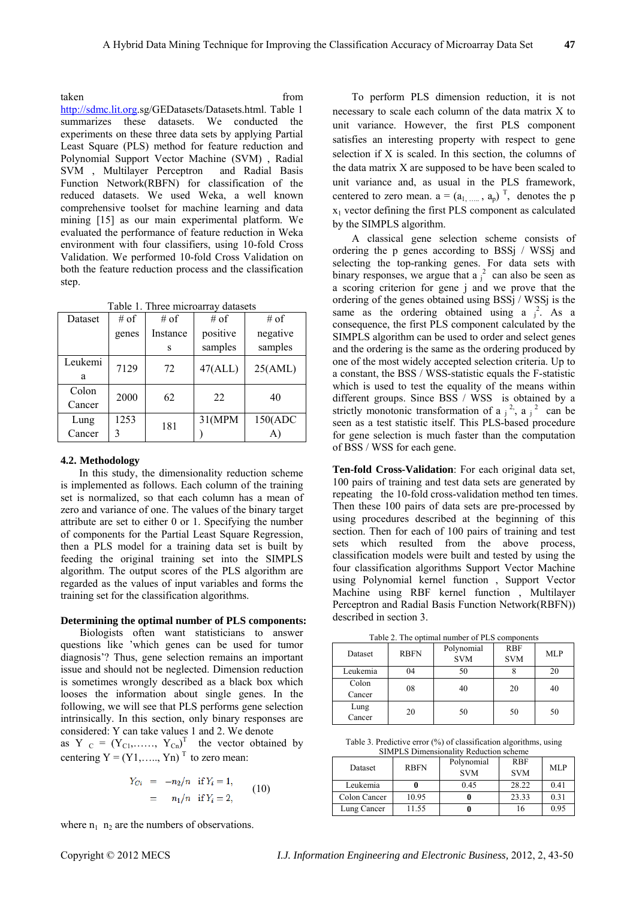taken from http://sdmc.lit.org.sg/GEDatasets/Datasets.html. Table 1 summarizes these datasets. We conducted the experiments on these three data sets by applying Partial Least Square (PLS) method for feature reduction and Polynomial Support Vector Machine (SVM) , Radial SVM , Multilayer Perceptron and Radial Basis Function Network(RBFN) for classification of the reduced datasets. We used Weka, a well known comprehensive toolset for machine learning and data mining [15] as our main experimental platform. We evaluated the performance of feature reduction in Weka environment with four classifiers, using 10-fold Cross Validation. We performed 10-fold Cross Validation on both the feature reduction process and the classification step.

Table 1. Three microarray datasets

| Dataset | # of genes | # of Instances | # of positive samples | # of negative samples |
|---|---|---|---|---|
| Leukemia | 7129 | 72 | 47(ALL) | 25(AML) |
| Colon Cancer | 2000 | 62 | 22 | 40 |
| Lung Cancer | 12533 | 181 | 31(MPM) | 150(ADCA) |

### 4.2. Methodology

In this study, the dimensionality reduction scheme is implemented as follows. Each column of the training set is normalized, so that each column has a mean of zero and variance of one. The values of the binary target attribute are set to either 0 or 1. Specifying the number of components for the Partial Least Square Regression, then a PLS model for a training data set is built by feeding the original training set into the SIMPLS algorithm. The output scores of the PLS algorithm are regarded as the values of input variables and forms the training set for the classification algorithms.

**Determining the optimal number of PLS components:**

Biologists often want statisticians to answer questions like 'which genes can be used for tumor diagnosis'? Thus, gene selection remains an important issue and should not be neglected. Dimension reduction is sometimes wrongly described as a black box which looses the information about single genes. In the following, we will see that PLS performs gene selection intrinsically. In this section, only binary responses are considered: Y can take values 1 and 2. We denote as $Y_C = (Y_{C1},\ldots\ldots, Y_{Cn})^T$ the vector obtained by centering $Y = (Y1,\ldots.., Yn)^T$ to zero mean:

$$
\begin{aligned}
Y_{Ci} &= -n_2/n \quad \text{if } Y_i = 1, \\
&= \quad n_1/n \quad \text{if } Y_i = 2,
\end{aligned}
\qquad (10)
$$

where $n_1$ $n_2$ are the numbers of observations.

To perform PLS dimension reduction, it is not necessary to scale each column of the data matrix X to unit variance. However, the first PLS component satisfies an interesting property with respect to gene selection if X is scaled. In this section, the columns of the data matrix X are supposed to be have been scaled to unit variance and, as usual in the PLS framework, centered to zero mean. $a = (a_{1,\ldots\ldots}, a_p)^T$, denotes the p $x_1$ vector defining the first PLS component as calculated by the SIMPLS algorithm.

A classical gene selection scheme consists of ordering the p genes according to BSSj / WSSj and selecting the top-ranking genes. For data sets with binary responses, we argue that $a_j^2$ can also be seen as a scoring criterion for gene j and we prove that the ordering of the genes obtained using BSSj / WSSj is the same as the ordering obtained using $a_j^2$. As a consequence, the first PLS component calculated by the SIMPLS algorithm can be used to order and select genes and the ordering is the same as the ordering produced by one of the most widely accepted selection criteria. Up to a constant, the BSS / WSS-statistic equals the F-statistic which is used to test the equality of the means within different groups. Since BSS / WSS is obtained by a strictly monotonic transformation of $a_j^2$, $a_j^2$ can be seen as a test statistic itself. This PLS-based procedure for gene selection is much faster than the computation of BSS / WSS for each gene.

**Ten-fold Cross-Validation**: For each original data set, 100 pairs of training and test data sets are generated by repeating the 10-fold cross-validation method ten times. Then these 100 pairs of data sets are pre-processed by using procedures described at the beginning of this section. Then for each of 100 pairs of training and test sets which resulted from the above process, classification models were built and tested by using the four classification algorithms Support Vector Machine using Polynomial kernel function , Support Vector Machine using RBF kernel function , Multilayer Perceptron and Radial Basis Function Network(RBFN)) described in section 3.

Table 2. The optimal number of PLS components

| Dataset | RBFN | Polynomial SVM | RBF SVM | MLP |
|---|---|---|---|---|
| Leukemia | 04 | 50 | 8 | 20 |
| Colon Cancer | 08 | 40 | 20 | 40 |
| Lung Cancer | 20 | 50 | 50 | 50 |

Table 3. Predictive error (%) of classification algorithms, using SIMPLS Dimensionality Reduction scheme

| Dataset | RBFN | Polynomial SVM | RBF SVM | MLP |
|---|---|---|---|---|
| Leukemia | **0** | 0.45 | 28.22 | 0.41 |
| Colon Cancer | 10.95 | **0** | 23.33 | 0.31 |
| Lung Cancer | 11.55 | **0** | 16 | 0.95 |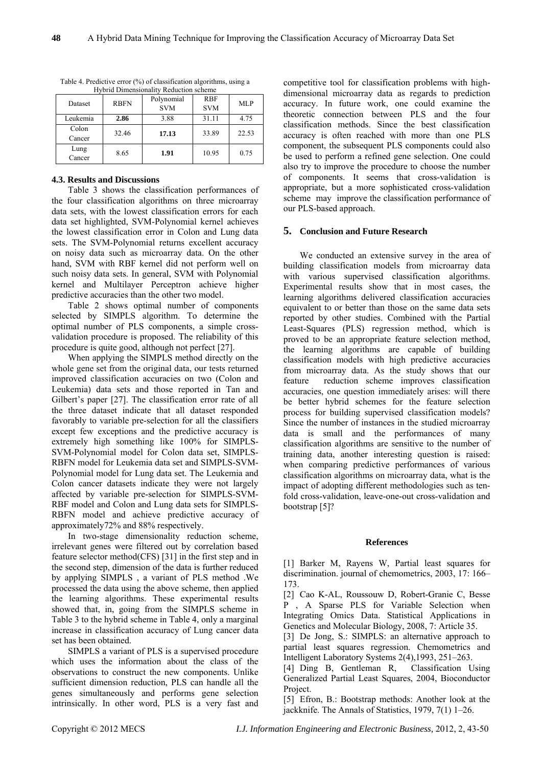Table 4. Predictive error (%) of classification algorithms, using a Hybrid Dimensionality Reduction scheme

| Dataset | RBFN | Polynomial SVM | RBF SVM | MLP |
|---|---|---|---|---|
| Leukemia | **2.86** | 3.88 | 31.11 | 4.75 |
| Colon Cancer | 32.46 | **17.13** | 33.89 | 22.53 |
| Lung Cancer | 8.65 | **1.91** | 10.95 | 0.75 |

### 4.3. Results and Discussions

Table 3 shows the classification performances of the four classification algorithms on three microarray data sets, with the lowest classification errors for each data set highlighted, SVM-Polynomial kernel achieves the lowest classification error in Colon and Lung data sets. The SVM-Polynomial returns excellent accuracy on noisy data such as microarray data. On the other hand, SVM with RBF kernel did not perform well on such noisy data sets. In general, SVM with Polynomial kernel and Multilayer Perceptron achieve higher predictive accuracies than the other two model.

Table 2 shows optimal number of components selected by SIMPLS algorithm. To determine the optimal number of PLS components, a simple cross-validation procedure is proposed. The reliability of this procedure is quite good, although not perfect [27].

When applying the SIMPLS method directly on the whole gene set from the original data, our tests returned improved classification accuracies on two (Colon and Leukemia) data sets and those reported in Tan and Gilbert's paper [27]. The classification error rate of all the three dataset indicate that all dataset responded favorably to variable pre-selection for all the classifiers except few exceptions and the predictive accuracy is extremely high something like 100% for SIMPLS-SVM-Polynomial model for Colon data set, SIMPLS-RBFN model for Leukemia data set and SIMPLS-SVM-Polynomial model for Lung data set. The Leukemia and Colon cancer datasets indicate they were not largely affected by variable pre-selection for SIMPLS-SVM-RBF model and Colon and Lung data sets for SIMPLS-RBFN model and achieve predictive accuracy of approximately72% and 88% respectively.

In two-stage dimensionality reduction scheme, irrelevant genes were filtered out by correlation based feature selector method(CFS) [31] in the first step and in the second step, dimension of the data is further reduced by applying SIMPLS , a variant of PLS method .We processed the data using the above scheme, then applied the learning algorithms. These experimental results showed that, in, going from the SIMPLS scheme in Table 3 to the hybrid scheme in Table 4, only a marginal increase in classification accuracy of Lung cancer data set has been obtained.

SIMPLS a variant of PLS is a supervised procedure which uses the information about the class of the observations to construct the new components. Unlike sufficient dimension reduction, PLS can handle all the genes simultaneously and performs gene selection intrinsically. In other word, PLS is a very fast and competitive tool for classification problems with high-dimensional microarray data as regards to prediction accuracy. In future work, one could examine the theoretic connection between PLS and the four classification methods. Since the best classification accuracy is often reached with more than one PLS component, the subsequent PLS components could also be used to perform a refined gene selection. One could also try to improve the procedure to choose the number of components. It seems that cross-validation is appropriate, but a more sophisticated cross-validation scheme may improve the classification performance of our PLS-based approach.

## 5. Conclusion and Future Research

We conducted an extensive survey in the area of building classification models from microarray data with various supervised classification algorithms. Experimental results show that in most cases, the learning algorithms delivered classification accuracies equivalent to or better than those on the same data sets reported by other studies. Combined with the Partial Least-Squares (PLS) regression method, which is proved to be an appropriate feature selection method, the learning algorithms are capable of building classification models with high predictive accuracies from microarray data. As the study shows that our feature reduction scheme improves classification accuracies, one question immediately arises: will there be better hybrid schemes for the feature selection process for building supervised classification models? Since the number of instances in the studied microarray data is small and the performances of many classification algorithms are sensitive to the number of training data, another interesting question is raised: when comparing predictive performances of various classification algorithms on microarray data, what is the impact of adopting different methodologies such as ten-fold cross-validation, leave-one-out cross-validation and bootstrap [5]?

## References

[1] Barker M, Rayens W, Partial least squares for discrimination. journal of chemometrics, 2003, 17: 166–173.

[2] Cao K-AL, Roussouw D, Robert-Granie C, Besse P , A Sparse PLS for Variable Selection when Integrating Omics Data. Statistical Applications in Genetics and Molecular Biology, 2008, 7: Article 35.

[3] De Jong, S.: SIMPLS: an alternative approach to partial least squares regression. Chemometrics and Intelligent Laboratory Systems 2(4),1993, 251–263.

[4] Ding B, Gentleman R, Classification Using Generalized Partial Least Squares, 2004, Bioconductor Project.

[5] Efron, B.: Bootstrap methods: Another look at the jackknife. The Annals of Statistics, 1979, 7(1) 1–26.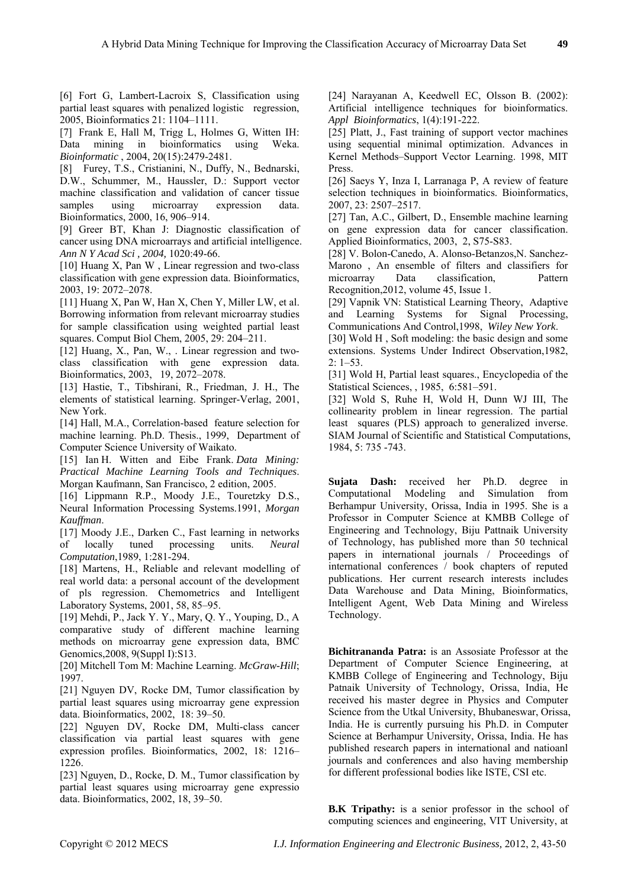[6] Fort G, Lambert-Lacroix S, Classification using partial least squares with penalized logistic regression, 2005, Bioinformatics 21: 1104–1111.

[7] Frank E, Hall M, Trigg L, Holmes G, Witten IH: Data mining in bioinformatics using Weka. *Bioinformatic* , 2004, 20(15):2479-2481.

[8] Furey, T.S., Cristianini, N., Duffy, N., Bednarski, D.W., Schummer, M., Haussler, D.: Support vector machine classification and validation of cancer tissue samples using microarray expression data. Bioinformatics, 2000, 16, 906–914.

[9] Greer BT, Khan J: Diagnostic classification of cancer using DNA microarrays and artificial intelligence. *Ann N Y Acad Sci , 2004,* 1020:49-66.

[10] Huang X, Pan W , Linear regression and two-class classification with gene expression data. Bioinformatics, 2003, 19: 2072–2078.

[11] Huang X, Pan W, Han X, Chen Y, Miller LW, et al. Borrowing information from relevant microarray studies for sample classification using weighted partial least squares. Comput Biol Chem, 2005, 29: 204–211.

[12] Huang, X., Pan, W., . Linear regression and two-class classification with gene expression data. Bioinformatics, 2003, 19, 2072–2078.

[13] Hastie, T., Tibshirani, R., Friedman, J. H., The elements of statistical learning. Springer-Verlag, 2001, New York.

[14] Hall, M.A., Correlation-based feature selection for machine learning. Ph.D. Thesis., 1999, Department of Computer Science University of Waikato.

[15] Ian H. Witten and Eibe Frank. *Data Mining: Practical Machine Learning Tools and Techniques*. Morgan Kaufmann, San Francisco, 2 edition, 2005.

[16] Lippmann R.P., Moody J.E., Touretzky D.S., Neural Information Processing Systems.1991, *Morgan Kauffman*.

[17] Moody J.E., Darken C., Fast learning in networks of locally tuned processing units. *Neural Computation*,1989, 1:281-294.

[18] Martens, H., Reliable and relevant modelling of real world data: a personal account of the development of pls regression. Chemometrics and Intelligent Laboratory Systems, 2001, 58, 85–95.

[19] Mehdi, P., Jack Y. Y., Mary, Q. Y., Youping, D., A comparative study of different machine learning methods on microarray gene expression data, BMC Genomics,2008, 9(Suppl I):S13.

[20] Mitchell Tom M: Machine Learning. *McGraw-Hill*; 1997.

[21] Nguyen DV, Rocke DM, Tumor classification by partial least squares using microarray gene expression data. Bioinformatics, 2002, 18: 39–50.

[22] Nguyen DV, Rocke DM, Multi-class cancer classification via partial least squares with gene expression profiles. Bioinformatics, 2002, 18: 1216–1226.

[23] Nguyen, D., Rocke, D. M., Tumor classification by partial least squares using microarray gene expressio data. Bioinformatics, 2002, 18, 39–50.

[24] Narayanan A, Keedwell EC, Olsson B. (2002): Artificial intelligence techniques for bioinformatics. *Appl Bioinformatics*, 1(4):191-222.

[25] Platt, J., Fast training of support vector machines using sequential minimal optimization. Advances in Kernel Methods–Support Vector Learning. 1998, MIT Press.

[26] Saeys Y, Inza I, Larranaga P, A review of feature selection techniques in bioinformatics. Bioinformatics, 2007, 23: 2507–2517.

[27] Tan, A.C., Gilbert, D., Ensemble machine learning on gene expression data for cancer classification. Applied Bioinformatics, 2003, 2, S75-S83.

[28] V. Bolon-Canedo, A. Alonso-Betanzos,N. Sanchez-Marono , An ensemble of filters and classifiers for microarray Data classification, Pattern Recognition,2012, volume 45, Issue 1.

[29] Vapnik VN: Statistical Learning Theory, Adaptive and Learning Systems for Signal Processing, Communications And Control,1998, *Wiley New York*.

[30] Wold H , Soft modeling: the basic design and some extensions. Systems Under Indirect Observation,1982, 2: 1–53.

[31] Wold H, Partial least squares., Encyclopedia of the Statistical Sciences, , 1985, 6:581–591.

[32] Wold S, Ruhe H, Wold H, Dunn WJ III, The collinearity problem in linear regression. The partial least squares (PLS) approach to generalized inverse. SIAM Journal of Scientific and Statistical Computations, 1984, 5: 735 -743.

**Sujata Dash:** received her Ph.D. degree in Computational Modeling and Simulation from Berhampur University, Orissa, India in 1995. She is a Professor in Computer Science at KMBB College of Engineering and Technology, Biju Pattnaik University of Technology, has published more than 50 technical papers in international journals / Proceedings of international conferences / book chapters of reputed publications. Her current research interests includes Data Warehouse and Data Mining, Bioinformatics, Intelligent Agent, Web Data Mining and Wireless Technology.

**Bichitrananda Patra:** is an Assosiate Professor at the Department of Computer Science Engineering, at KMBB College of Engineering and Technology, Biju Patnaik University of Technology, Orissa, India, He received his master degree in Physics and Computer Science from the Utkal University, Bhubaneswar, Orissa, India. He is currently pursuing his Ph.D. in Computer Science at Berhampur University, Orissa, India. He has published research papers in international and natioanl journals and conferences and also having membership for different professional bodies like ISTE, CSI etc.

**B.K Tripathy:** is a senior professor in the school of computing sciences and engineering, VIT University, at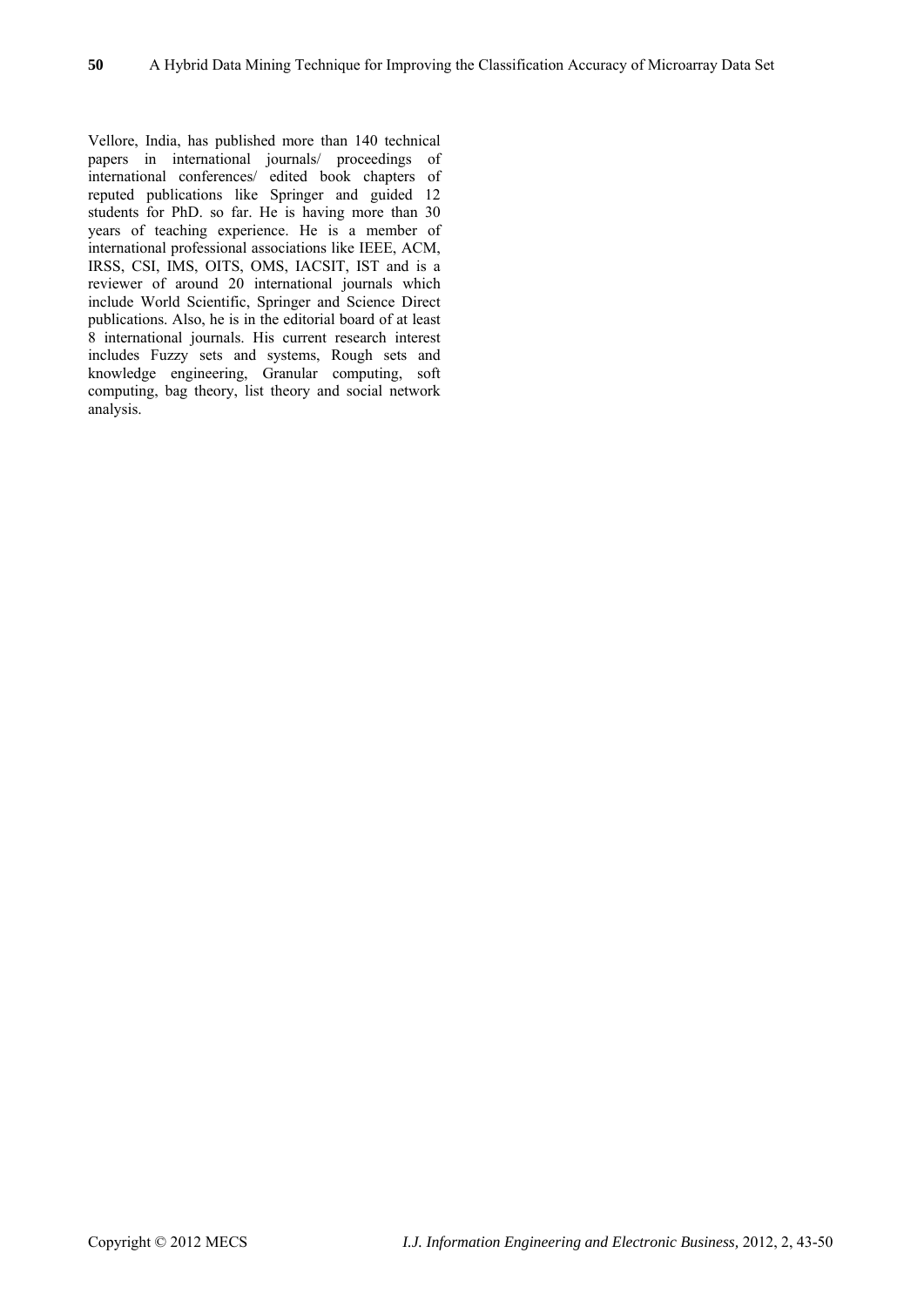Vellore, India, has published more than 140 technical papers in international journals/ proceedings of international conferences/ edited book chapters of reputed publications like Springer and guided 12 students for PhD. so far. He is having more than 30 years of teaching experience. He is a member of international professional associations like IEEE, ACM, IRSS, CSI, IMS, OITS, OMS, IACSIT, IST and is a reviewer of around 20 international journals which include World Scientific, Springer and Science Direct publications. Also, he is in the editorial board of at least 8 international journals. His current research interest includes Fuzzy sets and systems, Rough sets and knowledge engineering, Granular computing, soft computing, bag theory, list theory and social network analysis.